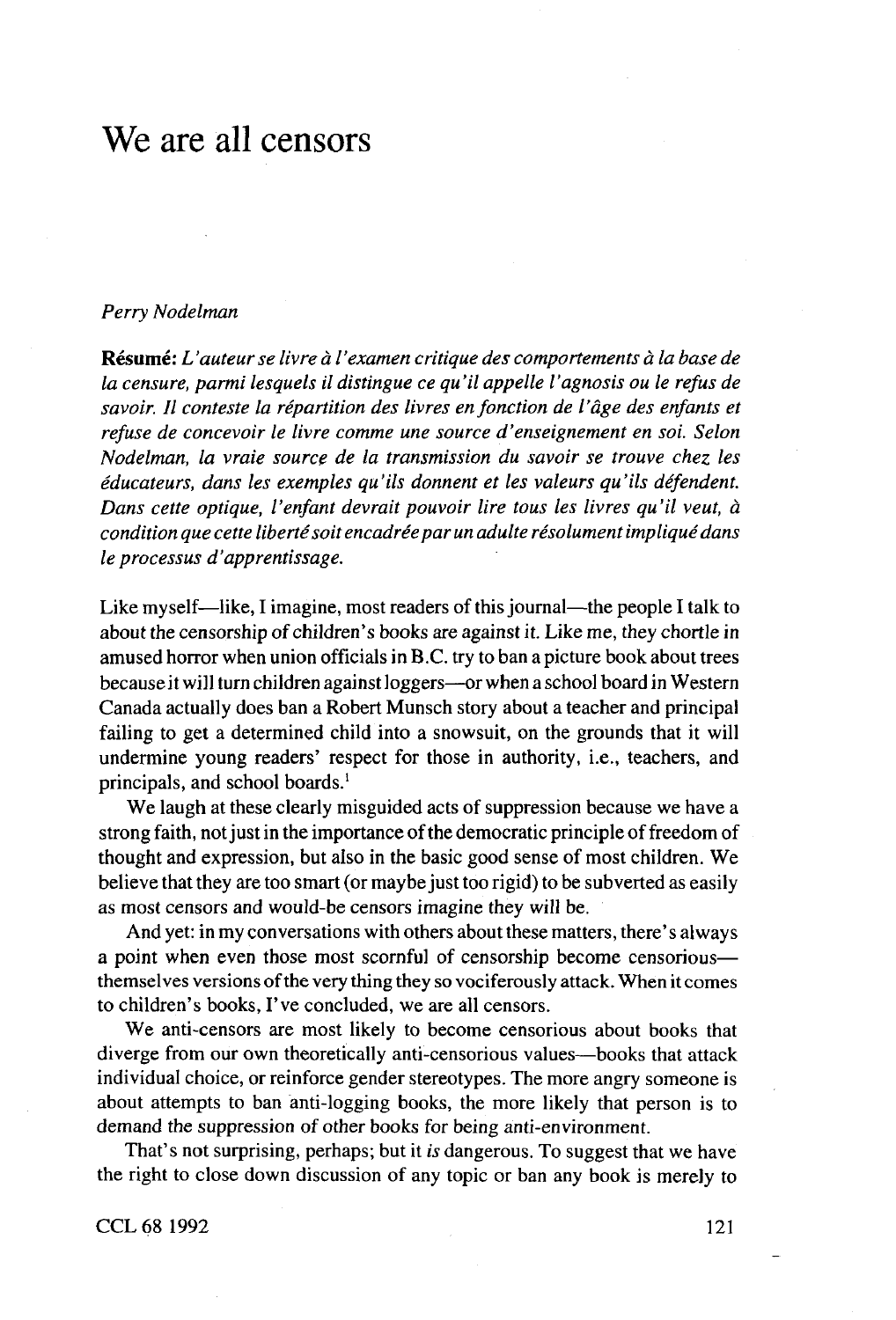# We are all censors

*Perry Nodelman*

**Résumé:** *L'auteur se livre à l'examen critique des comportements à la base de la censure, parmi lesquels il distingue ce qu'il appelle l'agnosis ou le refus de savoir. Il conteste la répartition des livres en fonction de l'âge des enfants et refuse de concevoir le livre comme une source d'enseignement en soi. Selon Nodelman, la vraie source de la transmission du savoir se trouve chez les éducateurs, dans les exemples qu'ils donnent et les valeurs qu'ils défendent. Dans cette optique, l'enfant devrait pouvoir lire tous les livres qu'il veut, à condition que cette liberté soit encadrée par un adulte résolument impliqué dans le processus d'apprentissage.*

Like myself—like, I imagine, most readers of this journal—the people I talk to about the censorship of children's books are against it. Like me, they chortle in amused horror when union officials in B.C. try to ban a picture book about trees because it will turn children against loggers—or when a school board in Western Canada actually does ban a Robert Munsch story about a teacher and principal failing to get a determined child into a snowsuit, on the grounds that it will undermine young readers' respect for those in authority, i.e., teachers, and principals, and school boards.[1]

We laugh at these clearly misguided acts of suppression because we have a strong faith, not just in the importance of the democratic principle of freedom of thought and expression, but also in the basic good sense of most children. We believe that they are too smart (or maybe just too rigid) to be subverted as easily as most censors and would-be censors imagine they *will* be.

And yet: in my conversations with others about these matters, there's always a point when even those most scornful of censorship become censorious—themselves versions of the very thing they so vociferously attack. When it comes to children's books, I've concluded, we are all censors.

We anti-censors are most likely to become censorious about books that diverge from our own theoretically anti-censorious values—books that attack individual choice, or reinforce gender stereotypes. The more angry someone is about attempts to ban anti-logging books, the more likely that person is to demand the suppression of other books for being anti-environment.

That's not surprising, perhaps; but it *is* dangerous. To suggest that we have the right to close down discussion of any topic or ban any book is merely to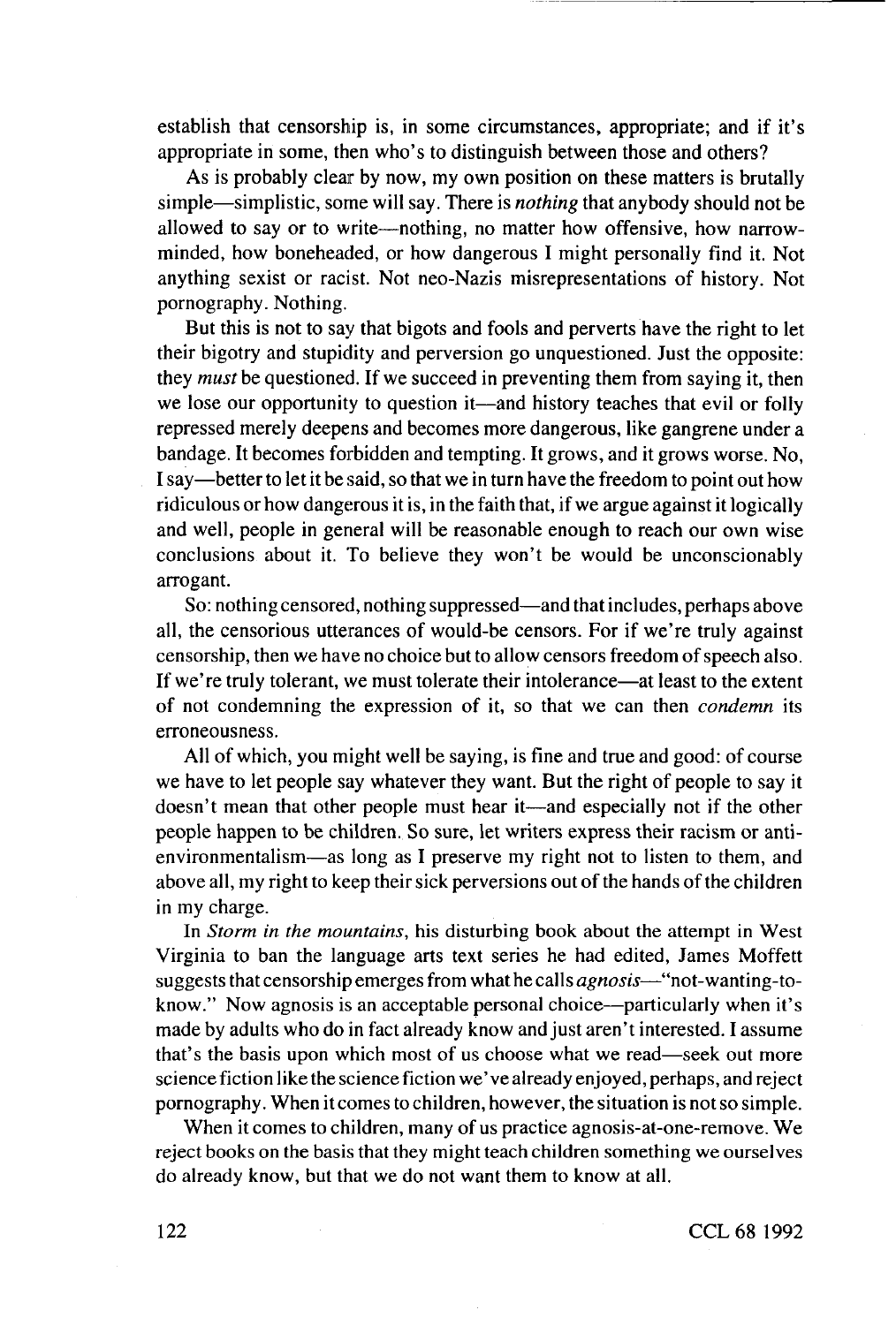establish that censorship is, in some circumstances, appropriate; and if it's appropriate in some, then who's to distinguish between those and others?

As is probably clear by now, my own position on these matters is brutally simple—simplistic, some will say. There is *nothing* that anybody should not be allowed to say or to write—nothing, no matter how offensive, how narrow-minded, how boneheaded, or how dangerous I might personally find it. Not anything sexist or racist. Not neo-Nazis misrepresentations of history. Not pornography. Nothing.

But this is not to say that bigots and fools and perverts have the right to let their bigotry and stupidity and perversion go unquestioned. Just the opposite: they *must* be questioned. If we succeed in preventing them from saying it, then we lose our opportunity to question it—and history teaches that evil or folly repressed merely deepens and becomes more dangerous, like gangrene under a bandage. It becomes forbidden and tempting. It grows, and it grows worse. No, I say—better to let it be said, so that we in turn have the freedom to point out how ridiculous or how dangerous it is, in the faith that, if we argue against it logically and well, people in general will be reasonable enough to reach our own wise conclusions about it. To believe they won't be would be unconscionably arrogant.

So: nothing censored, nothing suppressed—and that includes, perhaps above all, the censorious utterances of would-be censors. For if we're truly against censorship, then we have no choice but to allow censors freedom of speech also. If we're truly tolerant, we must tolerate their intolerance—at least to the extent of not condemning the expression of it, so that we can then *condemn* its erroneousness.

All of which, you might well be saying, is fine and true and good: of course we have to let people say whatever they want. But the right of people to say it doesn't mean that other people must hear it—and especially not if the other people happen to be children. So sure, let writers express their racism or anti-environmentalism—as long as I preserve my right not to listen to them, and above all, my right to keep their sick perversions out of the hands of the children in my charge.

In *Storm in the mountains*, his disturbing book about the attempt in West Virginia to ban the language arts text series he had edited, James Moffett suggests that censorship emerges from what he calls *agnosis*—"not-wanting-to-know." Now agnosis is an acceptable personal choice—particularly when it's made by adults who do in fact already know and just aren't interested. I assume that's the basis upon which most of us choose what we read—seek out more science fiction like the science fiction we've already enjoyed, perhaps, and reject pornography. When it comes to children, however, the situation is not so simple.

When it comes to children, many of us practice agnosis-at-one-remove. We reject books on the basis that they might teach children something we ourselves do already know, but that we do not want them to know at all.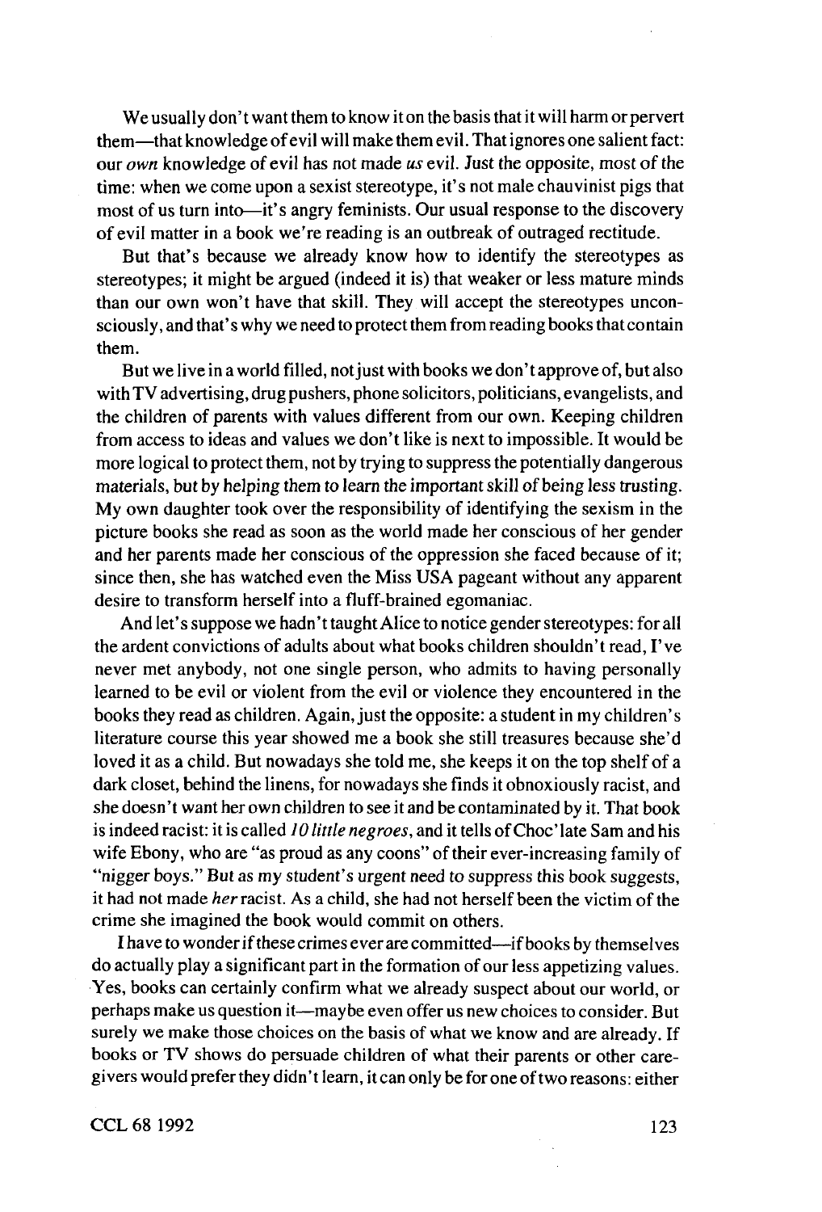We usually don't want them to know it on the basis that it will harm or pervert them—that knowledge of evil will make them evil. That ignores one salient fact: our *own* knowledge of evil has not made *us* evil. Just the opposite, most of the time: when we come upon a sexist stereotype, it's not male chauvinist pigs that most of us turn into—it's angry feminists. Our usual response to the discovery of evil matter in a book we're reading is an outbreak of outraged rectitude.

But that's because we already know how to identify the stereotypes as stereotypes; it might be argued (indeed it is) that weaker or less mature minds than our own won't have that skill. They will accept the stereotypes unconsciously, and that's why we need to protect them from reading books that contain them.

But we live in a world filled, not just with books we don't approve of, but also with TV advertising, drug pushers, phone solicitors, politicians, evangelists, and the children of parents with values different from our own. Keeping children from access to ideas and values we don't like is next to impossible. It would be more logical to protect them, not by trying to suppress the potentially dangerous materials, but by helping them to learn the important skill of being less trusting. My own daughter took over the responsibility of identifying the sexism in the picture books she read as soon as the world made her conscious of her gender and her parents made her conscious of the oppression she faced because of it; since then, she has watched even the Miss USA pageant without any apparent desire to transform herself into a fluff-brained egomaniac.

And let's suppose we hadn't taught Alice to notice gender stereotypes: for all the ardent convictions of adults about what books children shouldn't read, I've never met anybody, not one single person, who admits to having personally learned to be evil or violent from the evil or violence they encountered in the books they read as children. Again, just the opposite: a student in my children's literature course this year showed me a book she still treasures because she'd loved it as a child. But nowadays she told me, she keeps it on the top shelf of a dark closet, behind the linens, for nowadays she finds it obnoxiously racist, and she doesn't want her own children to see it and be contaminated by it. That book is indeed racist: it is called *10 little negroes*, and it tells of Choc'late Sam and his wife Ebony, who are "as proud as any coons" of their ever-increasing family of "nigger boys." But as my student's urgent need to suppress this book suggests, it had not made *her* racist. As a child, she had not herself been the victim of the crime she imagined the book would commit on others.

I have to wonder if these crimes ever are committed—if books by themselves do actually play a significant part in the formation of our less appetizing values. Yes, books can certainly confirm what we already suspect about our world, or perhaps make us question it—maybe even offer us new choices to consider. But surely we make those choices on the basis of what we know and are already. If books or TV shows do persuade children of what their parents or other caregivers would prefer they didn't learn, it can only be for one of two reasons: either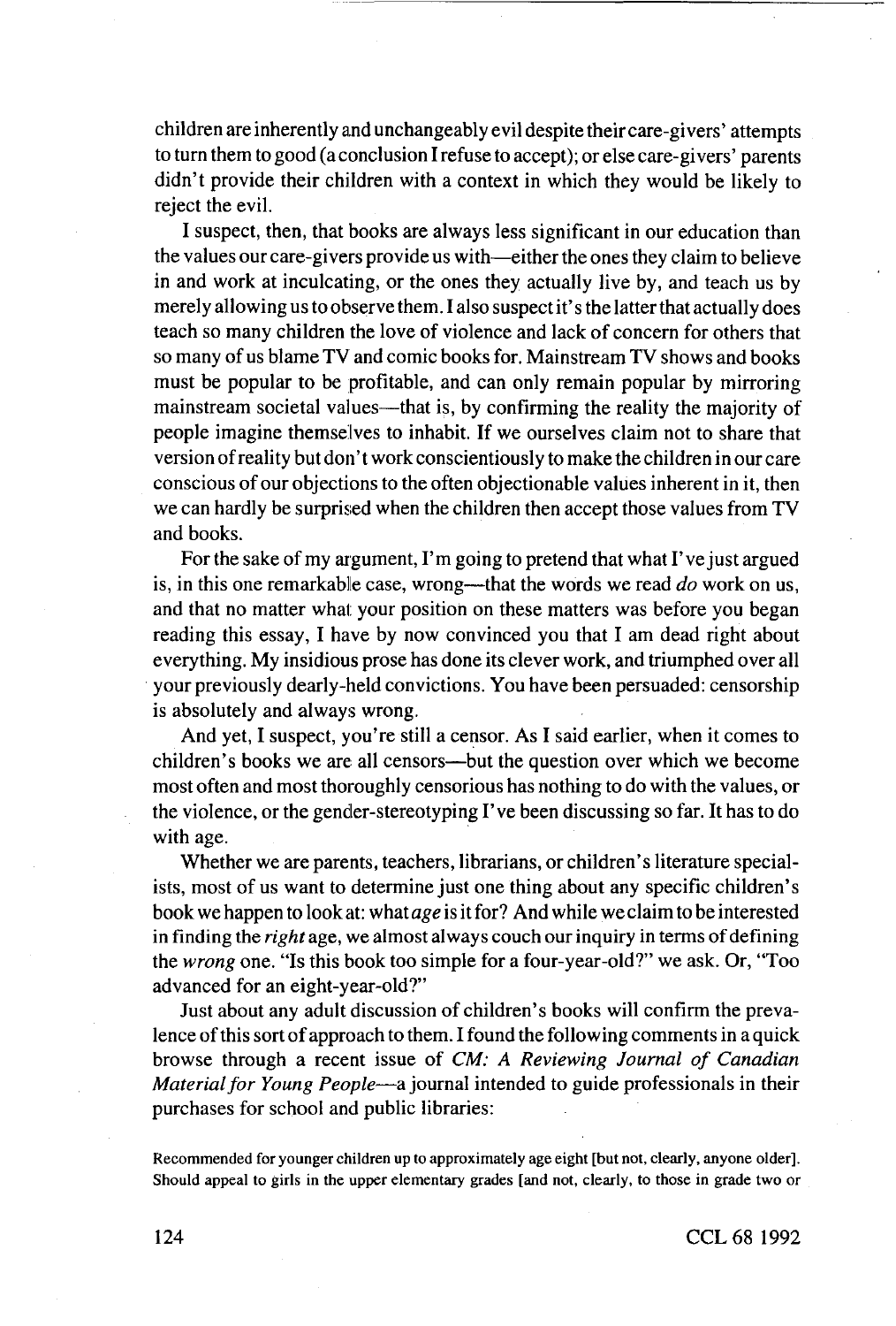children are inherently and unchangeably evil despite their care-givers' attempts to turn them to good (a conclusion I refuse to accept); or else care-givers' parents didn't provide their children with a context in which they would be likely to reject the evil.

I suspect, then, that books are always less significant in our education than the values our care-givers provide us with—either the ones they claim to believe in and work at inculcating, or the ones they actually live by, and teach us by merely allowing us to observe them. I also suspect it's the latter that actually does teach so many children the love of violence and lack of concern for others that so many of us blame TV and comic books for. Mainstream TV shows and books must be popular to be profitable, and can only remain popular by mirroring mainstream societal values—that is, by confirming the reality the majority of people imagine themselves to inhabit. If we ourselves claim not to share that version of reality but don't work conscientiously to make the children in our care conscious of our objections to the often objectionable values inherent in it, then we can hardly be surprised when the children then accept those values from TV and books.

For the sake of my argument, I'm going to pretend that what I've just argued is, in this one remarkable case, wrong—that the words we read *do* work on us, and that no matter what your position on these matters was before you began reading this essay, I have by now convinced you that I am dead right about everything. My insidious prose has done its clever work, and triumphed over all your previously dearly-held convictions. You have been persuaded: censorship is absolutely and always wrong.

And yet, I suspect, you're still a censor. As I said earlier, when it comes to children's books we are all censors—but the question over which we become most often and most thoroughly censorious has nothing to do with the values, or the violence, or the gender-stereotyping I've been discussing so far. It has to do with age.

Whether we are parents, teachers, librarians, or children's literature specialists, most of us want to determine just one thing about any specific children's book we happen to look at: what *age* is it for? And while we claim to be interested in finding the *right* age, we almost always couch our inquiry in terms of defining the *wrong* one. "Is this book too simple for a four-year-old?" we ask. Or, "Too advanced for an eight-year-old?"

Just about any adult discussion of children's books will confirm the prevalence of this sort of approach to them. I found the following comments in a quick browse through a recent issue of *CM: A Reviewing Journal of Canadian Material for Young People*—a journal intended to guide professionals in their purchases for school and public libraries:

Recommended for younger children up to approximately age eight [but not, clearly, anyone older]. Should appeal to girls in the upper elementary grades [and not, clearly, to those in grade two or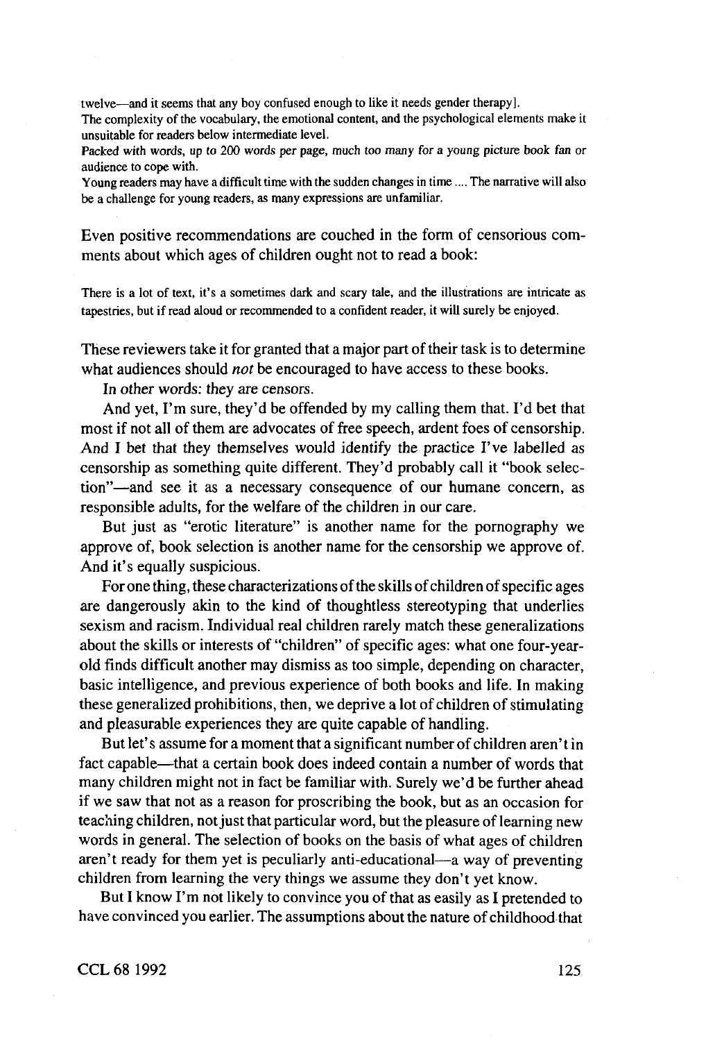twelve—and it seems that any boy confused enough to like it needs gender therapy].
The complexity of the vocabulary, the emotional content, and the psychological elements make it unsuitable for readers below intermediate level.
Packed with words, up to 200 words per page, much too many for a young picture book fan or audience to cope with.
Young readers may have a difficult time with the sudden changes in time .... The narrative will also be a challenge for young readers, as many expressions are unfamiliar.

Even positive recommendations are couched in the form of censorious comments about which ages of children ought not to read a book:

There is a lot of text, it's a sometimes dark and scary tale, and the illustrations are intricate as tapestries, but if read aloud or recommended to a confident reader, it will surely be enjoyed.

These reviewers take it for granted that a major part of their task is to determine what audiences should *not* be encouraged to have access to these books.

In other words: they are censors.

And yet, I'm sure, they'd be offended by my calling them that. I'd bet that most if not all of them are advocates of free speech, ardent foes of censorship. And I bet that they themselves would identify the practice I've labelled as censorship as something quite different. They'd probably call it "book selection"—and see it as a necessary consequence of our humane concern, as responsible adults, for the welfare of the children in our care.

But just as "erotic literature" is another name for the pornography we approve of, book selection is another name for the censorship we approve of. And it's equally suspicious.

For one thing, these characterizations of the skills of children of specific ages are dangerously akin to the kind of thoughtless stereotyping that underlies sexism and racism. Individual real children rarely match these generalizations about the skills or interests of "children" of specific ages: what one four-year-old finds difficult another may dismiss as too simple, depending on character, basic intelligence, and previous experience of both books and life. In making these generalized prohibitions, then, we deprive a lot of children of stimulating and pleasurable experiences they are quite capable of handling.

But let's assume for a moment that a significant number of children aren't in fact capable—that a certain book does indeed contain a number of words that many children might not in fact be familiar with. Surely we'd be further ahead if we saw that not as a reason for proscribing the book, but as an occasion for teaching children, not just that particular word, but the pleasure of learning new words in general. The selection of books on the basis of what ages of children aren't ready for them yet is peculiarly anti-educational—a way of preventing children from learning the very things we assume they don't yet know.

But I know I'm not likely to convince you of that as easily as I pretended to have convinced you earlier. The assumptions about the nature of childhood that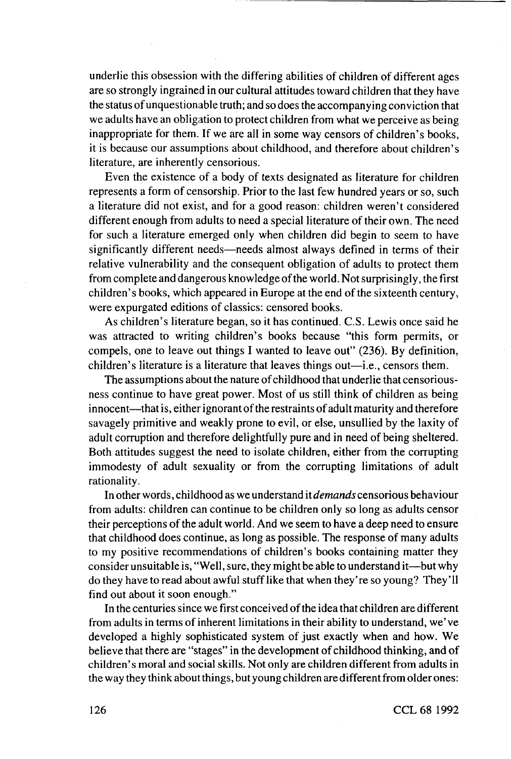underlie this obsession with the differing abilities of children of different ages are so strongly ingrained in our cultural attitudes toward children that they have the status of unquestionable truth; and so does the accompanying conviction that we adults have an obligation to protect children from what we perceive as being inappropriate for them. If we are all in some way censors of children's books, it is because our assumptions about childhood, and therefore about children's literature, are inherently censorious.

Even the existence of a body of texts designated as literature for children represents a form of censorship. Prior to the last few hundred years or so, such a literature did not exist, and for a good reason: children weren't considered different enough from adults to need a special literature of their own. The need for such a literature emerged only when children did begin to seem to have significantly different needs—needs almost always defined in terms of their relative vulnerability and the consequent obligation of adults to protect them from complete and dangerous knowledge of the world. Not surprisingly, the first children's books, which appeared in Europe at the end of the sixteenth century, were expurgated editions of classics: censored books.

As children's literature began, so it has continued. C.S. Lewis once said he was attracted to writing children's books because "this form permits, or compels, one to leave out things I wanted to leave out" (236). By definition, children's literature is a literature that leaves things out—i.e., censors them.

The assumptions about the nature of childhood that underlie that censoriousness continue to have great power. Most of us still think of children as being innocent—that is, either ignorant of the restraints of adult maturity and therefore savagely primitive and weakly prone to evil, or else, unsullied by the laxity of adult corruption and therefore delightfully pure and in need of being sheltered. Both attitudes suggest the need to isolate children, either from the corrupting immodesty of adult sexuality or from the corrupting limitations of adult rationality.

In other words, childhood as we understand it *demands* censorious behaviour from adults: children can continue to be children only so long as adults censor their perceptions of the adult world. And we seem to have a deep need to ensure that childhood does continue, as long as possible. The response of many adults to my positive recommendations of children's books containing matter they consider unsuitable is, "Well, sure, they might be able to understand it—but why do they have to read about awful stuff like that when they're so young? They'll find out about it soon enough."

In the centuries since we first conceived of the idea that children are different from adults in terms of inherent limitations in their ability to understand, we've developed a highly sophisticated system of just exactly when and how. We believe that there are "stages" in the development of childhood thinking, and of children's moral and social skills. Not only are children different from adults in the way they think about things, but young children are different from older ones: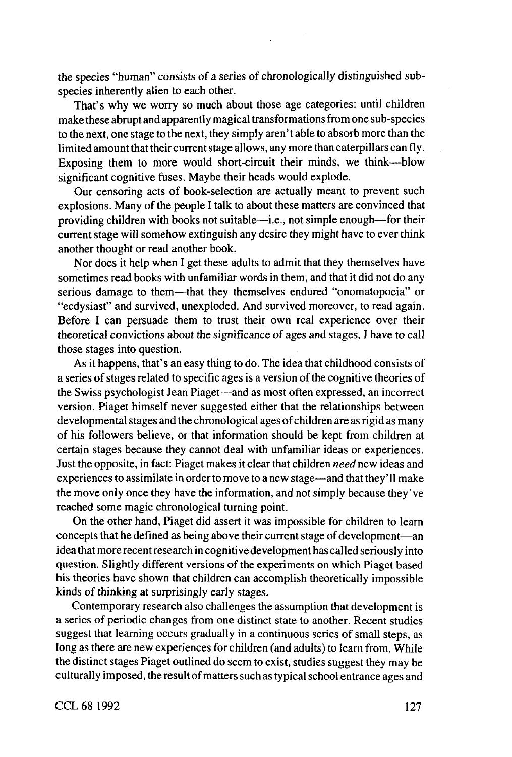the species "human" consists of a series of chronologically distinguished sub-species inherently alien to each other.

That's why we worry so much about those age categories: until children make these abrupt and apparently magical transformations from one sub-species to the next, one stage to the next, they simply aren't able to absorb more than the limited amount that their current stage allows, any more than caterpillars can fly. Exposing them to more would short-circuit their minds, we think—blow significant cognitive fuses. Maybe their heads would explode.

Our censoring acts of book-selection are actually meant to prevent such explosions. Many of the people I talk to about these matters are convinced that providing children with books not suitable—i.e., not simple enough—for their current stage will somehow extinguish any desire they might have to ever think another thought or read another book.

Nor does it help when I get these adults to admit that they themselves have sometimes read books with unfamiliar words in them, and that it did not do any serious damage to them—that they themselves endured "onomatopoeia" or "ecdysiast" and survived, unexploded. And survived moreover, to read again. Before I can persuade them to trust their own real experience over their theoretical convictions about the significance of ages and stages, I have to call those stages into question.

As it happens, that's an easy thing to do. The idea that childhood consists of a series of stages related to specific ages is a version of the cognitive theories of the Swiss psychologist Jean Piaget—and as most often expressed, an incorrect version. Piaget himself never suggested either that the relationships between developmental stages and the chronological ages of children are as rigid as many of his followers believe, or that information should be kept from children at certain stages because they cannot deal with unfamiliar ideas or experiences. Just the opposite, in fact: Piaget makes it clear that children *need* new ideas and experiences to assimilate in order to move to a new stage—and that they'll make the move only once they have the information, and not simply because they've reached some magic chronological turning point.

On the other hand, Piaget did assert it was impossible for children to learn concepts that he defined as being above their current stage of development—an idea that more recent research in cognitive development has called seriously into question. Slightly different versions of the experiments on which Piaget based his theories have shown that children can accomplish theoretically impossible kinds of thinking at surprisingly early stages.

Contemporary research also challenges the assumption that development is a series of periodic changes from one distinct state to another. Recent studies suggest that learning occurs gradually in a continuous series of small steps, as long as there are new experiences for children (and adults) to learn from. While the distinct stages Piaget outlined do seem to exist, studies suggest they may be culturally imposed, the result of matters such as typical school entrance ages and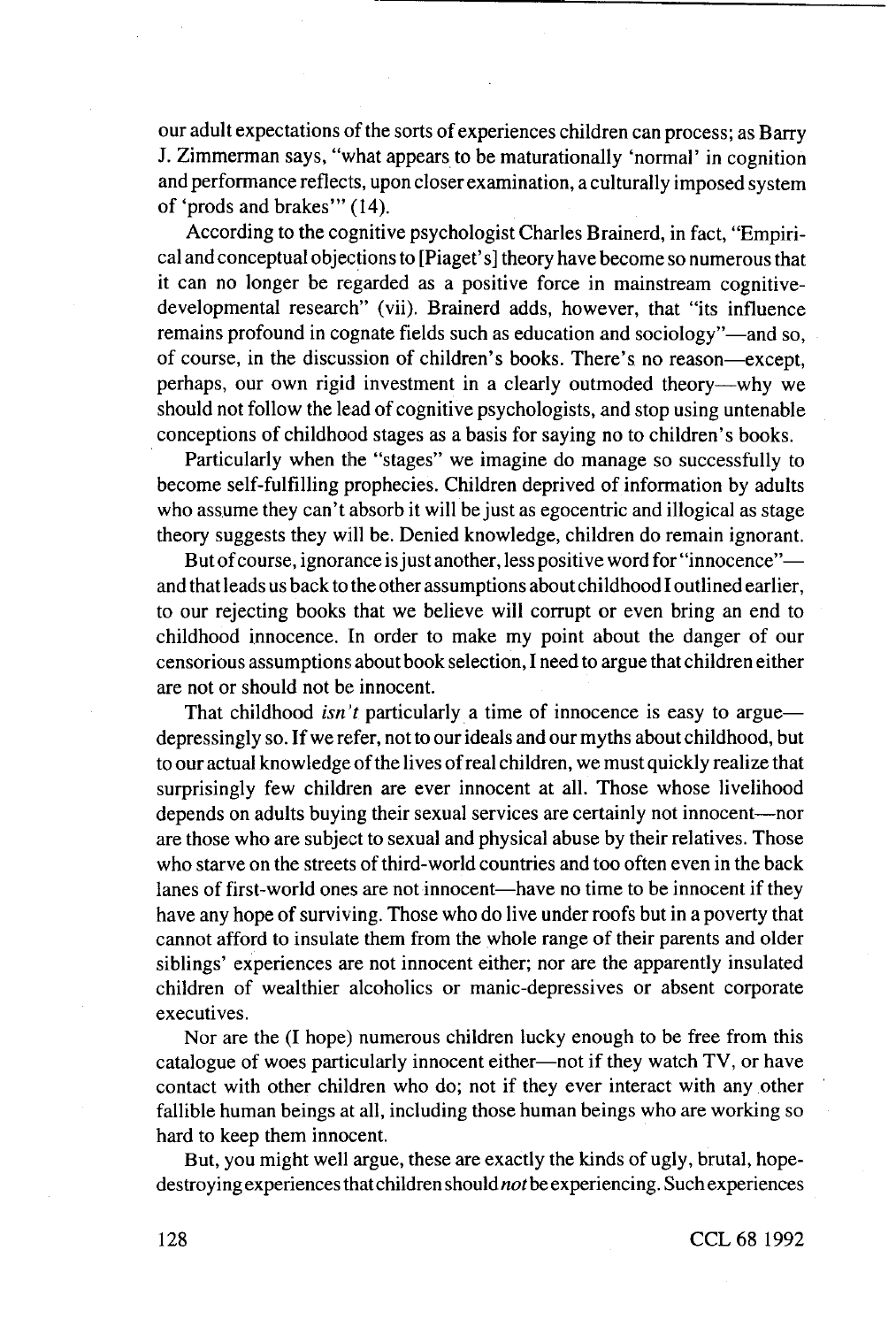our adult expectations of the sorts of experiences children can process; as Barry J. Zimmerman says, "what appears to be maturationally 'normal' in cognition and performance reflects, upon closer examination, a culturally imposed system of 'prods and brakes'" (14).

According to the cognitive psychologist Charles Brainerd, in fact, "Empirical and conceptual objections to [Piaget's] theory have become so numerous that it can no longer be regarded as a positive force in mainstream cognitive-developmental research" (vii). Brainerd adds, however, that "its influence remains profound in cognate fields such as education and sociology"—and so, of course, in the discussion of children's books. There's no reason—except, perhaps, our own rigid investment in a clearly outmoded theory—why we should not follow the lead of cognitive psychologists, and stop using untenable conceptions of childhood stages as a basis for saying no to children's books.

Particularly when the "stages" we imagine do manage so successfully to become self-fulfilling prophecies. Children deprived of information by adults who assume they can't absorb it will be just as egocentric and illogical as stage theory suggests they will be. Denied knowledge, children do remain ignorant.

But of course, ignorance is just another, less positive word for "innocence"—and that leads us back to the other assumptions about childhood I outlined earlier, to our rejecting books that we believe will corrupt or even bring an end to childhood innocence. In order to make my point about the danger of our censorious assumptions about book selection, I need to argue that children either are not or should not be innocent.

That childhood *isn't* particularly a time of innocence is easy to argue—depressingly so. If we refer, not to our ideals and our myths about childhood, but to our actual knowledge of the lives of real children, we must quickly realize that surprisingly few children are ever innocent at all. Those whose livelihood depends on adults buying their sexual services are certainly not innocent—nor are those who are subject to sexual and physical abuse by their relatives. Those who starve on the streets of third-world countries and too often even in the back lanes of first-world ones are not innocent—have no time to be innocent if they have any hope of surviving. Those who do live under roofs but in a poverty that cannot afford to insulate them from the whole range of their parents and older siblings' experiences are not innocent either; nor are the apparently insulated children of wealthier alcoholics or manic-depressives or absent corporate executives.

Nor are the (I hope) numerous children lucky enough to be free from this catalogue of woes particularly innocent either—not if they watch TV, or have contact with other children who do; not if they ever interact with any other fallible human beings at all, including those human beings who are working so hard to keep them innocent.

But, you might well argue, these are exactly the kinds of ugly, brutal, hope-destroying experiences that children should *not* be experiencing. Such experiences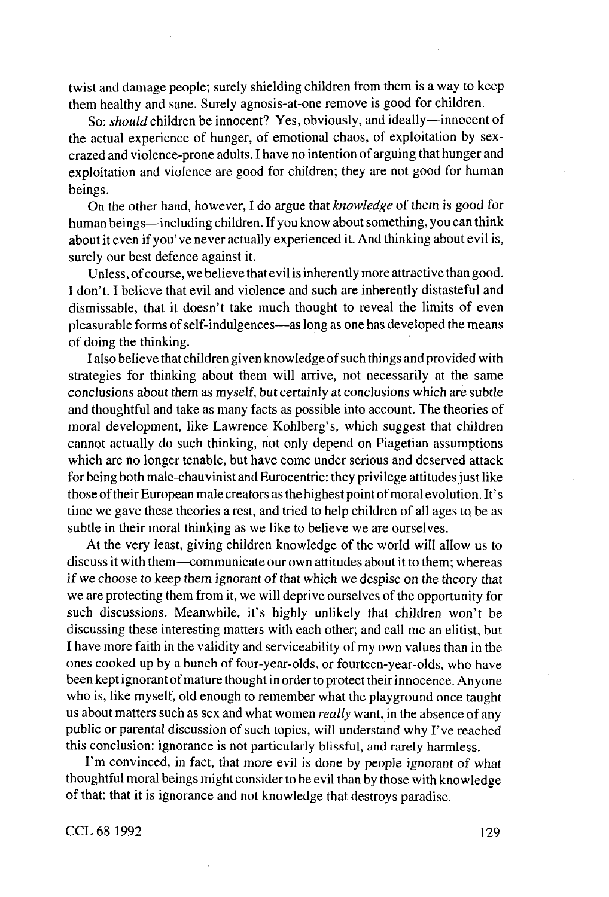twist and damage people; surely shielding children from them is a way to keep them healthy and sane. Surely agnosis-at-one remove is good for children.

So: *should* children be innocent? Yes, obviously, and ideally—innocent of the actual experience of hunger, of emotional chaos, of exploitation by sex-crazed and violence-prone adults. I have no intention of arguing that hunger and exploitation and violence are good for children; they are not good for human beings.

On the other hand, however, I do argue that *knowledge* of them is good for human beings—including children. If you know about something, you can think about it even if you've never actually experienced it. And thinking about evil is, surely our best defence against it.

Unless, of course, we believe that evil is inherently more attractive than good. I don't. I believe that evil and violence and such are inherently distasteful and dismissable, that it doesn't take much thought to reveal the limits of even pleasurable forms of self-indulgences—as long as one has developed the means of doing the thinking.

I also believe that children given knowledge of such things and provided with strategies for thinking about them will arrive, not necessarily at the same conclusions about them as myself, but certainly at conclusions which are subtle and thoughtful and take as many facts as possible into account. The theories of moral development, like Lawrence Kohlberg's, which suggest that children cannot actually do such thinking, not only depend on Piagetian assumptions which are no longer tenable, but have come under serious and deserved attack for being both male-chauvinist and Eurocentric: they privilege attitudes just like those of their European male creators as the highest point of moral evolution. It's time we gave these theories a rest, and tried to help children of all ages to be as subtle in their moral thinking as we like to believe we are ourselves.

At the very least, giving children knowledge of the world will allow us to discuss it with them—communicate our own attitudes about it to them; whereas if we choose to keep them ignorant of that which we despise on the theory that we are protecting them from it, we will deprive ourselves of the opportunity for such discussions. Meanwhile, it's highly unlikely that children won't be discussing these interesting matters with each other; and call me an elitist, but I have more faith in the validity and serviceability of my own values than in the ones cooked up by a bunch of four-year-olds, or fourteen-year-olds, who have been kept ignorant of mature thought in order to protect their innocence. Anyone who is, like myself, old enough to remember what the playground once taught us about matters such as sex and what women *really* want, in the absence of any public or parental discussion of such topics, will understand why I've reached this conclusion: ignorance is not particularly blissful, and rarely harmless.

I'm convinced, in fact, that more evil is done by people ignorant of what thoughtful moral beings might consider to be evil than by those with knowledge of that: that it is ignorance and not knowledge that destroys paradise.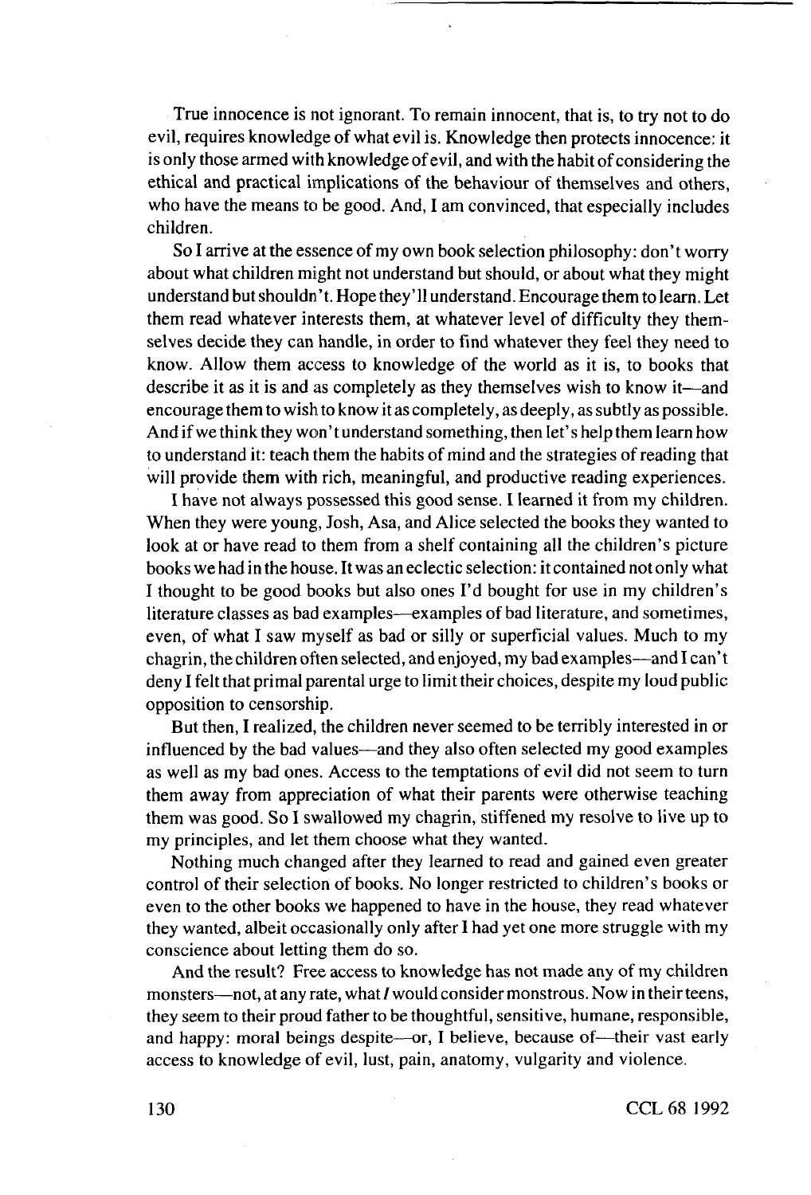True innocence is not ignorant. To remain innocent, that is, to try not to do evil, requires knowledge of what evil is. Knowledge then protects innocence: it is only those armed with knowledge of evil, and with the habit of considering the ethical and practical implications of the behaviour of themselves and others, who have the means to be good. And, I am convinced, that especially includes children.

So I arrive at the essence of my own book selection philosophy: don't worry about what children might not understand but should, or about what they might understand but shouldn't. Hope they'll understand. Encourage them to learn. Let them read whatever interests them, at whatever level of difficulty they themselves decide they can handle, in order to find whatever they feel they need to know. Allow them access to knowledge of the world as it is, to books that describe it as it is and as completely as they themselves wish to know it—and encourage them to wish to know it as completely, as deeply, as subtly as possible. And if we think they won't understand something, then let's help them learn how to understand it: teach them the habits of mind and the strategies of reading that will provide them with rich, meaningful, and productive reading experiences.

I have not always possessed this good sense. I learned it from my children. When they were young, Josh, Asa, and Alice selected the books they wanted to look at or have read to them from a shelf containing all the children's picture books we had in the house. It was an eclectic selection: it contained not only what I thought to be good books but also ones I'd bought for use in my children's literature classes as bad examples—examples of bad literature, and sometimes, even, of what I saw myself as bad or silly or superficial values. Much to my chagrin, the children often selected, and enjoyed, my bad examples—and I can't deny I felt that primal parental urge to limit their choices, despite my loud public opposition to censorship.

But then, I realized, the children never seemed to be terribly interested in or influenced by the bad values—and they also often selected my good examples as well as my bad ones. Access to the temptations of evil did not seem to turn them away from appreciation of what their parents were otherwise teaching them was good. So I swallowed my chagrin, stiffened my resolve to live up to my principles, and let them choose what they wanted.

Nothing much changed after they learned to read and gained even greater control of their selection of books. No longer restricted to children's books or even to the other books we happened to have in the house, they read whatever they wanted, albeit occasionally only after I had yet one more struggle with my conscience about letting them do so.

And the result? Free access to knowledge has not made any of my children monsters—not, at any rate, what *I* would consider monstrous. Now in their teens, they seem to their proud father to be thoughtful, sensitive, humane, responsible, and happy: moral beings despite—or, I believe, because of—their vast early access to knowledge of evil, lust, pain, anatomy, vulgarity and violence.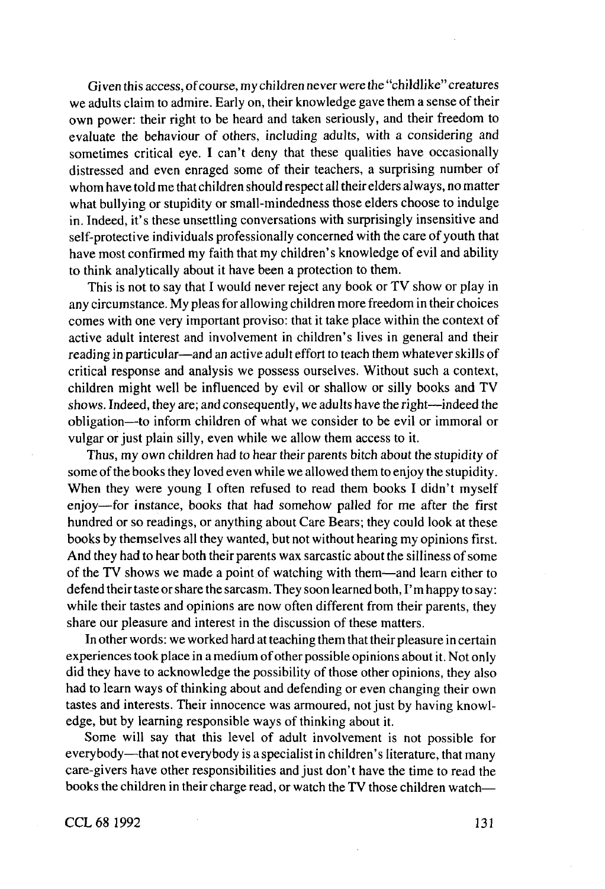Given this access, of course, my children never were the "childlike" creatures we adults claim to admire. Early on, their knowledge gave them a sense of their own power: their right to be heard and taken seriously, and their freedom to evaluate the behaviour of others, including adults, with a considering and sometimes critical eye. I can't deny that these qualities have occasionally distressed and even enraged some of their teachers, a surprising number of whom have told me that children should respect all their elders always, no matter what bullying or stupidity or small-mindedness those elders choose to indulge in. Indeed, it's these unsettling conversations with surprisingly insensitive and self-protective individuals professionally concerned with the care of youth that have most confirmed my faith that my children's knowledge of evil and ability to think analytically about it have been a protection to them.

This is not to say that I would never reject any book or TV show or play in any circumstance. My pleas for allowing children more freedom in their choices comes with one very important proviso: that it take place within the context of active adult interest and involvement in children's lives in general and their reading in particular—and an active adult effort to teach them whatever skills of critical response and analysis we possess ourselves. Without such a context, children might well be influenced by evil or shallow or silly books and TV shows. Indeed, they are; and consequently, we adults have the right—indeed the obligation—to inform children of what we consider to be evil or immoral or vulgar or just plain silly, even while we allow them access to it.

Thus, my own children had to hear their parents bitch about the stupidity of some of the books they loved even while we allowed them to enjoy the stupidity. When they were young I often refused to read them books I didn't myself enjoy—for instance, books that had somehow palled for me after the first hundred or so readings, or anything about Care Bears; they could look at these books by themselves all they wanted, but not without hearing my opinions first. And they had to hear both their parents wax sarcastic about the silliness of some of the TV shows we made a point of watching with them—and learn either to defend their taste or share the sarcasm. They soon learned both, I'm happy to say: while their tastes and opinions are now often different from their parents, they share our pleasure and interest in the discussion of these matters.

In other words: we worked hard at teaching them that their pleasure in certain experiences took place in a medium of other possible opinions about it. Not only did they have to acknowledge the possibility of those other opinions, they also had to learn ways of thinking about and defending or even changing their own tastes and interests. Their innocence was armoured, not just by having knowledge, but by learning responsible ways of thinking about it.

Some will say that this level of adult involvement is not possible for everybody—that not everybody is a specialist in children's literature, that many care-givers have other responsibilities and just don't have the time to read the books the children in their charge read, or watch the TV those children watch—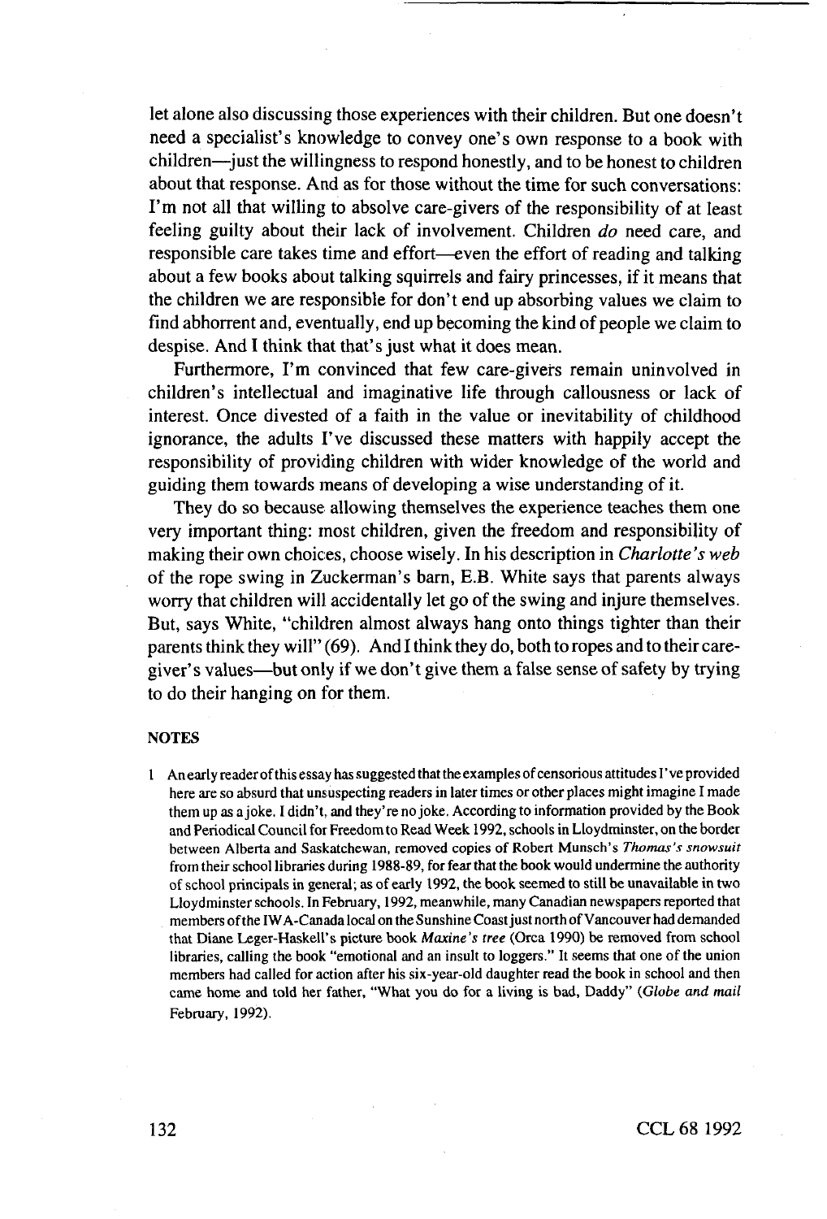let alone also discussing those experiences with their children. But one doesn't need a specialist's knowledge to convey one's own response to a book with children—just the willingness to respond honestly, and to be honest to children about that response. And as for those without the time for such conversations: I'm not all that willing to absolve care-givers of the responsibility of at least feeling guilty about their lack of involvement. Children *do* need care, and responsible care takes time and effort—even the effort of reading and talking about a few books about talking squirrels and fairy princesses, if it means that the children we are responsible for don't end up absorbing values we claim to find abhorrent and, eventually, end up becoming the kind of people we claim to despise. And I think that that's just what it does mean.

Furthermore, I'm convinced that few care-givers remain uninvolved in children's intellectual and imaginative life through callousness or lack of interest. Once divested of a faith in the value or inevitability of childhood ignorance, the adults I've discussed these matters with happily accept the responsibility of providing children with wider knowledge of the world and guiding them towards means of developing a wise understanding of it.

They do so because allowing themselves the experience teaches them one very important thing: most children, given the freedom and responsibility of making their own choices, choose wisely. In his description in *Charlotte's web* of the rope swing in Zuckerman's barn, E.B. White says that parents always worry that children will accidentally let go of the swing and injure themselves. But, says White, "children almost always hang onto things tighter than their parents think they will" (69). And I think they do, both to ropes and to their care-giver's values—but only if we don't give them a false sense of safety by trying to do their hanging on for them.

## NOTES

1 An early reader of this essay has suggested that the examples of censorious attitudes I've provided here are so absurd that unsuspecting readers in later times or other places might imagine I made them up as a joke. I didn't, and they're no joke. According to information provided by the Book and Periodical Council for Freedom to Read Week 1992, schools in Lloydminster, on the border between Alberta and Saskatchewan, removed copies of Robert Munsch's *Thomas's snowsuit* from their school libraries during 1988-89, for fear that the book would undermine the authority of school principals in general; as of early 1992, the book seemed to still be unavailable in two Lloydminster schools. In February, 1992, meanwhile, many Canadian newspapers reported that members of the IWA-Canada local on the Sunshine Coast just north of Vancouver had demanded that Diane Leger-Haskell's picture book *Maxine's tree* (Orca 1990) be removed from school libraries, calling the book "emotional and an insult to loggers." It seems that one of the union members had called for action after his six-year-old daughter read the book in school and then came home and told her father, "What you do for a living is bad, Daddy" (*Globe and mail* February, 1992).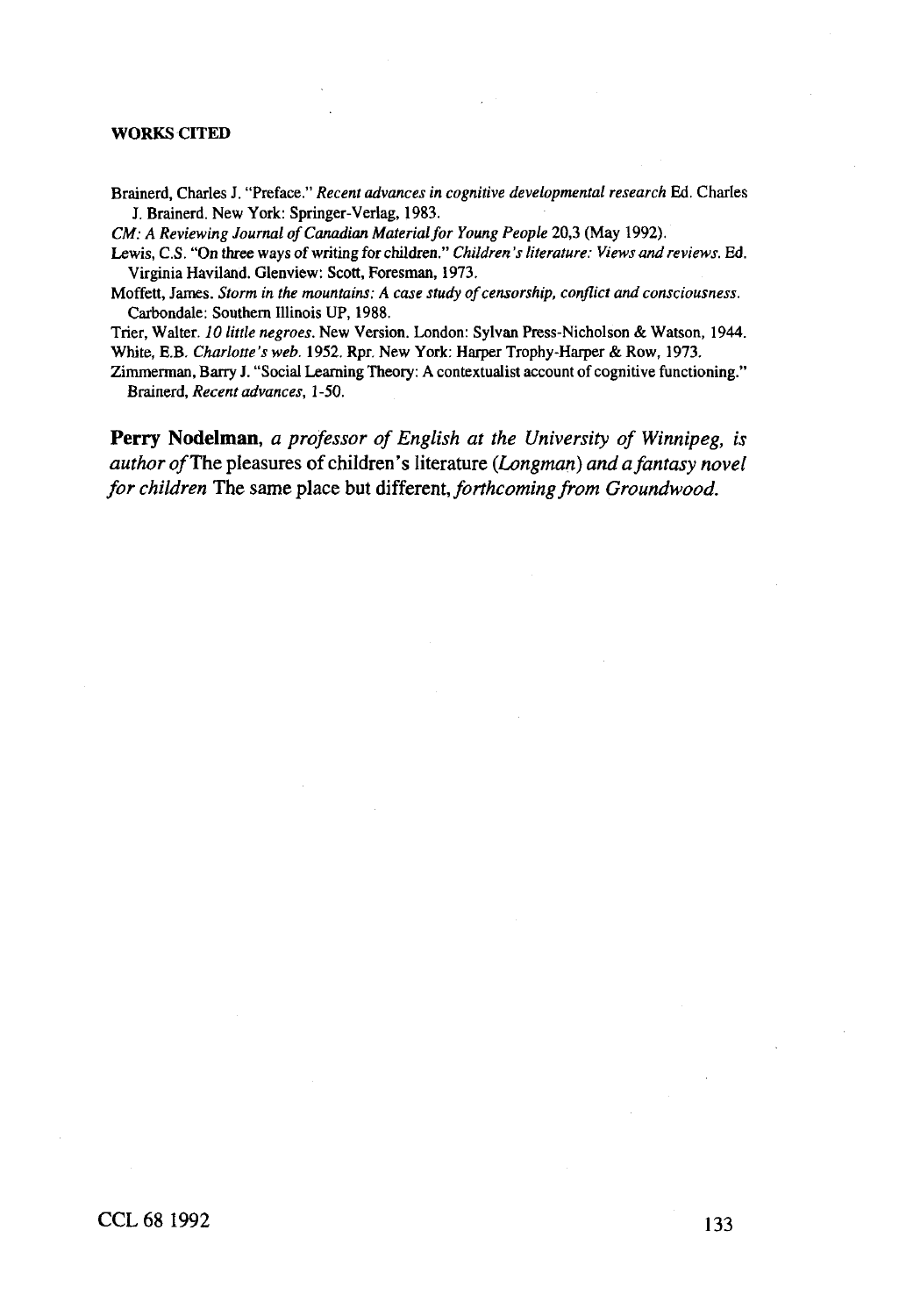#### WORKS CITED

Brainerd, Charles J. "Preface." *Recent advances in cognitive developmental research* Ed. Charles J. Brainerd. New York: Springer-Verlag, 1983.

*CM: A Reviewing Journal of Canadian Material for Young People* 20,3 (May 1992).

Lewis, C.S. "On three ways of writing for children." *Children's literature: Views and reviews.* Ed. Virginia Haviland. Glenview: Scott, Foresman, 1973.

Moffett, James. *Storm in the mountains: A case study of censorship, conflict and consciousness.* Carbondale: Southern Illinois UP, 1988.

Trier, Walter. *10 little negroes.* New Version. London: Sylvan Press-Nicholson & Watson, 1944.

White, E.B. *Charlotte's web.* 1952. Rpr. New York: Harper Trophy-Harper & Row, 1973.

Zimmerman, Barry J. "Social Learning Theory: A contextualist account of cognitive functioning." Brainerd, *Recent advances,* 1-50.

**Perry Nodelman,** *a professor of English at the University of Winnipeg, is author of* The pleasures of children's literature *(Longman) and a fantasy novel for children* The same place but different, *forthcoming from Groundwood.*